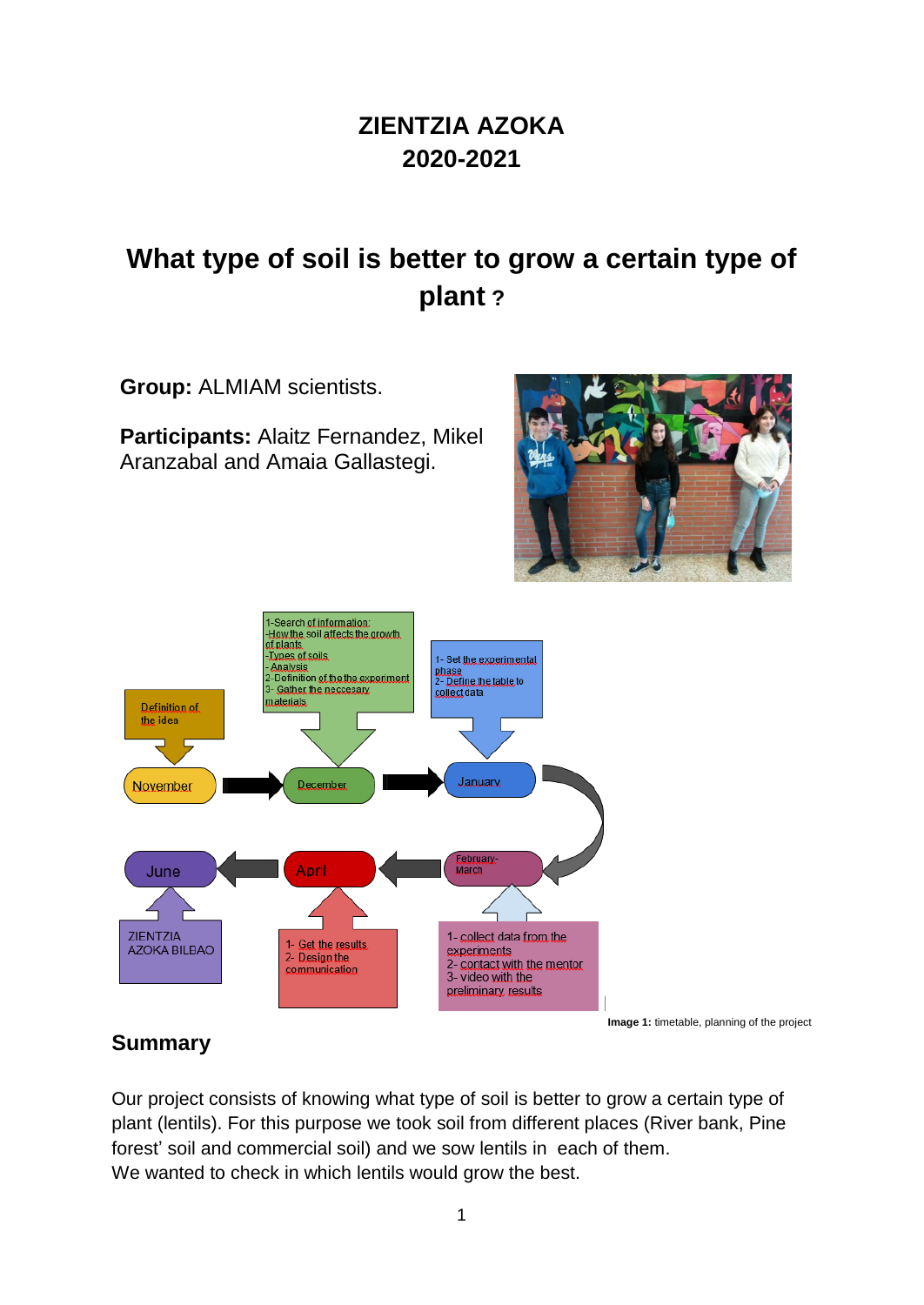# ZIENTZIA AZOKA
# 2020-2021

# What type of soil is better to grow a certain type of plant ?

**Group:** ALMIAM scientists.

**Participants:** Alaitz Fernandez, Mikel Aranzabal and Amaia Gallastegi.

Definition of the idea

November

1-Search of information:
-How the soil affects the growth of plants
-Types of soils
- Analysis
2-Definition of the the experiment
3- Gather the neccesary materials

December

1- Set the experimental phase
2- Define the table to collect data

January

February-March

1- collect data from the experiments
2- contact with the mentor
3- video with the preliminary results

April

1- Get the results
2- Design the communication

June

ZIENTZIA AZOKA BILBAO

**Image 1:** timetable, planning of the project

## Summary

Our project consists of knowing what type of soil is better to grow a certain type of plant (lentils). For this purpose we took soil from different places (River bank, Pine forest' soil and commercial soil) and we sow lentils in each of them.
We wanted to check in which lentils would grow the best.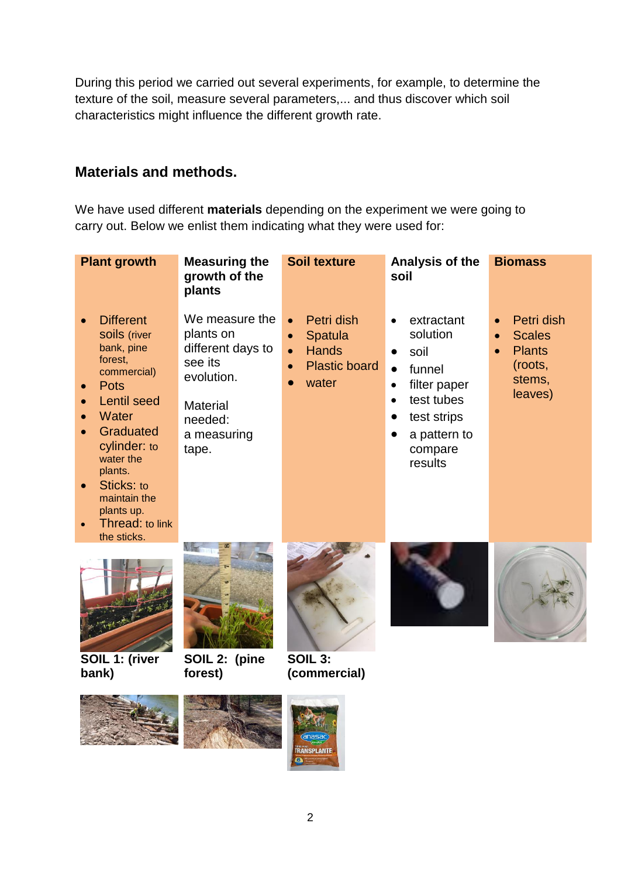During this period we carried out several experiments, for example, to determine the texture of the soil, measure several parameters,... and thus discover which soil characteristics might influence the different growth rate.

## Materials and methods.

We have used different **materials** depending on the experiment we were going to carry out. Below we enlist them indicating what they were used for:

| Plant growth | Measuring the growth of the plants | Soil texture | Analysis of the soil | Biomass |
|---|---|---|---|---|
| • Different soils (river bank, pine forest, commercial)<br>• Pots<br>• Lentil seed<br>• Water<br>• Graduated cylinder: to water the plants.<br>• Sticks: to maintain the plants up.<br>• Thread: to link the sticks. | We measure the plants on different days to see its evolution.<br><br>Material needed:<br>a measuring tape. | • Petri dish<br>• Spatula<br>• Hands<br>• Plastic board<br>• water | • extractant solution<br>• soil<br>• funnel<br>• filter paper<br>• test tubes<br>• test strips<br>• a pattern to compare results | • Petri dish<br>• Scales<br>• Plants (roots, stems, leaves) |

SOIL 1: (river bank)

SOIL 2: (pine forest)

SOIL 3: (commercial)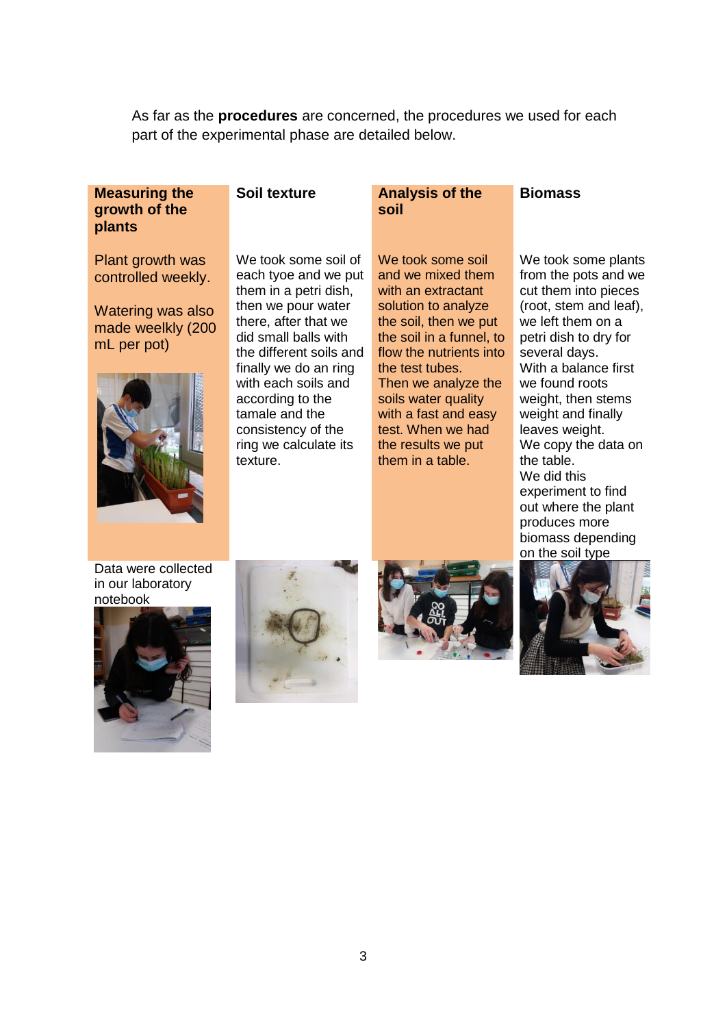As far as the **procedures** are concerned, the procedures we used for each part of the experimental phase are detailed below.

### Measuring the growth of the plants

Plant growth was controlled weekly.

Watering was also made weelkly (200 mL per pot)

Data were collected in our laboratory notebook

### Soil texture

We took some soil of each tyoe and we put them in a petri dish, then we pour water there, after that we did small balls with the different soils and finally we do an ring with each soils and according to the tamale and the consistency of the ring we calculate its texture.

### Analysis of the soil

We took some soil and we mixed them with an extractant solution to analyze the soil, then we put the soil in a funnel, to flow the nutrients into the test tubes.
Then we analyze the soils water quality with a fast and easy test. When we had the results we put them in a table.

### Biomass

We took some plants from the pots and we cut them into pieces (root, stem and leaf), we left them on a petri dish to dry for several days.
With a balance first we found roots weight, then stems weight and finally leaves weight.
We copy the data on the table.
We did this experiment to find out where the plant produces more biomass depending on the soil type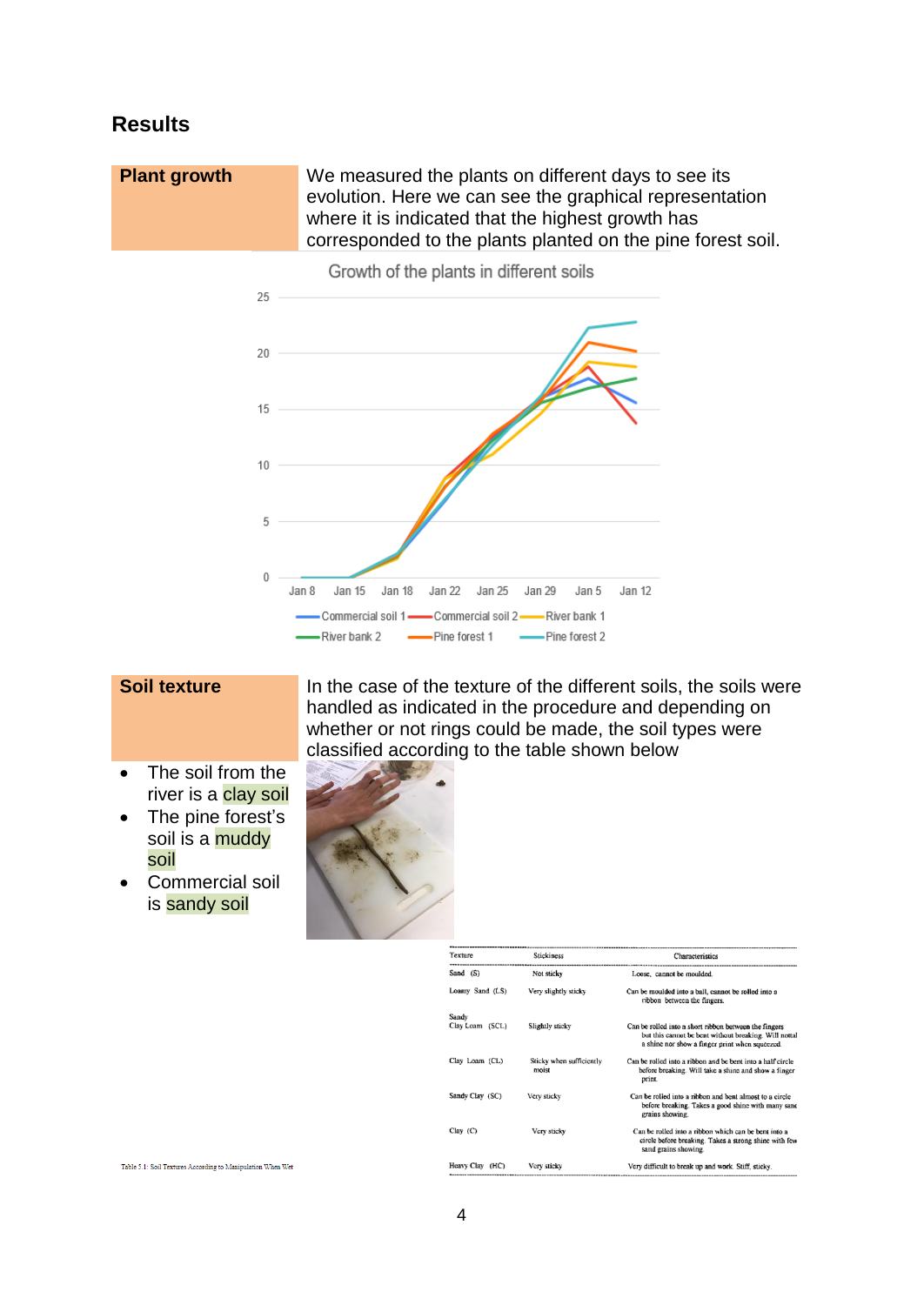# Results

**Plant growth**

We measured the plants on different days to see its evolution. Here we can see the graphical representation where it is indicated that the highest growth has corresponded to the plants planted on the pine forest soil.

**Soil texture**

In the case of the texture of the different soils, the soils were handled as indicated in the procedure and depending on whether or not rings could be made, the soil types were classified according to the table shown below

- The soil from the river is a clay soil
- The pine forest's soil is a muddy soil
- Commercial soil is sandy soil

| Texture | Stickiness | Characteristics |
|---|---|---|
| Sand (S) | Not sticky | Loose, cannot be moulded. |
| Loamy Sand (LS) | Very slightly sticky | Can be moulded into a ball, cannot be rolled into a ribbon between the fingers. |
| Sandy Clay Loam (SCL) | Slightly sticky | Can be rolled into a short ribbon between the fingers but this cannot be bent without breaking. Will not shine nor show a finger print when squeezed. |
| Clay Loam (CL) | Sticky when sufficiently moist | Can be rolled into a ribbon and be bent into a half circle before breaking. Will take a shine and show a finger print. |
| Sandy Clay (SC) | Very sticky | Can be rolled into a ribbon and bent almost to a circle before breaking. Takes a good shine with many sand grains showing. |
| Clay (C) | Very sticky | Can be rolled into a ribbon which can be bent into a circle before breaking. Takes a strong shine with few sand grains showing. |
| Heavy Clay (HC) | Very sticky | Very difficult to break up and work. Stiff, sticky. |

Table 5.1: Soil Textures According to Manipulation When Wet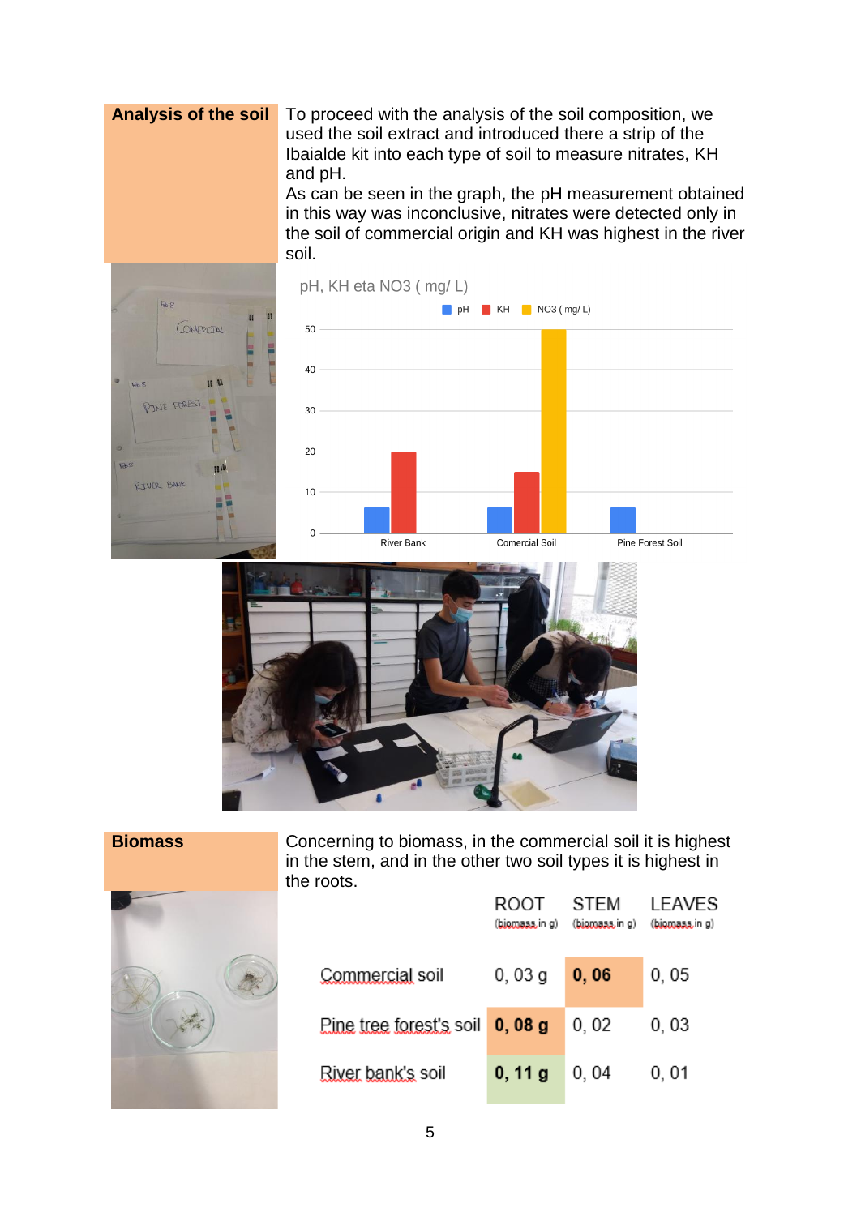## Analysis of the soil

To proceed with the analysis of the soil composition, we used the soil extract and introduced there a strip of the Ibaialde kit into each type of soil to measure nitrates, KH and pH.

As can be seen in the graph, the pH measurement obtained in this way was inconclusive, nitrates were detected only in the soil of commercial origin and KH was highest in the river soil.

pH, KH eta NO3 ( mg/ L)

## Biomass

Concerning to biomass, in the commercial soil it is highest in the stem, and in the other two soil types it is highest in the roots.

| | ROOT (biomass in g) | STEM (biomass in g) | LEAVES (biomass in g) |
|---|---|---|---|
| Commercial soil | 0, 03 g | **0, 06** | 0, 05 |
| Pine tree forest's soil | **0, 08 g** | 0, 02 | 0, 03 |
| River bank's soil | **0, 11 g** | 0, 04 | 0, 01 |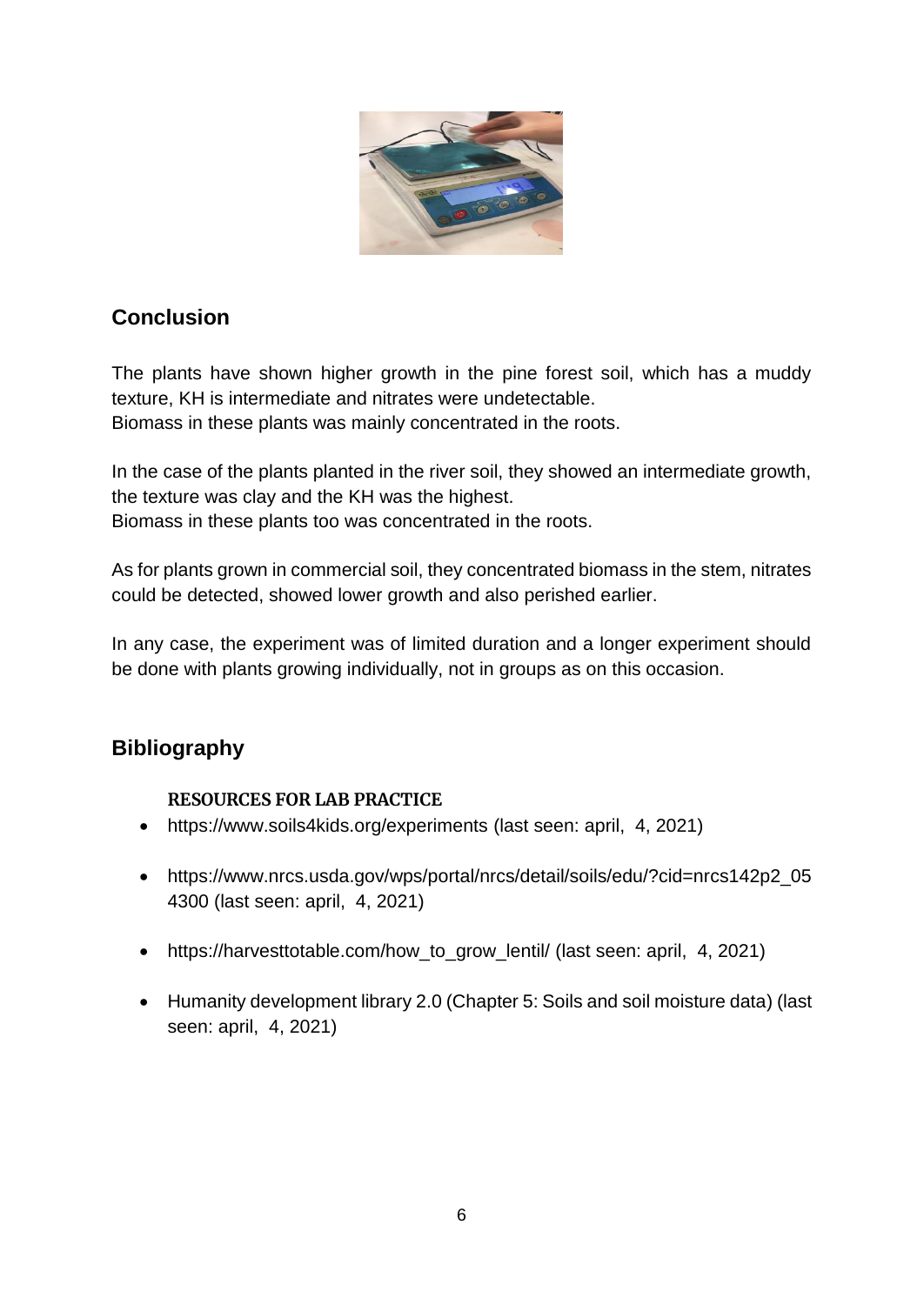## Conclusion

The plants have shown higher growth in the pine forest soil, which has a muddy texture, KH is intermediate and nitrates were undetectable.
Biomass in these plants was mainly concentrated in the roots.

In the case of the plants planted in the river soil, they showed an intermediate growth, the texture was clay and the KH was the highest.
Biomass in these plants too was concentrated in the roots.

As for plants grown in commercial soil, they concentrated biomass in the stem, nitrates could be detected, showed lower growth and also perished earlier.

In any case, the experiment was of limited duration and a longer experiment should be done with plants growing individually, not in groups as on this occasion.

## Bibliography

**RESOURCES FOR LAB PRACTICE**

- https://www.soils4kids.org/experiments (last seen: april, 4, 2021)
- https://www.nrcs.usda.gov/wps/portal/nrcs/detail/soils/edu/?cid=nrcs142p2_054300 (last seen: april, 4, 2021)
- https://harvesttotable.com/how_to_grow_lentil/ (last seen: april, 4, 2021)
- Humanity development library 2.0 (Chapter 5: Soils and soil moisture data) (last seen: april, 4, 2021)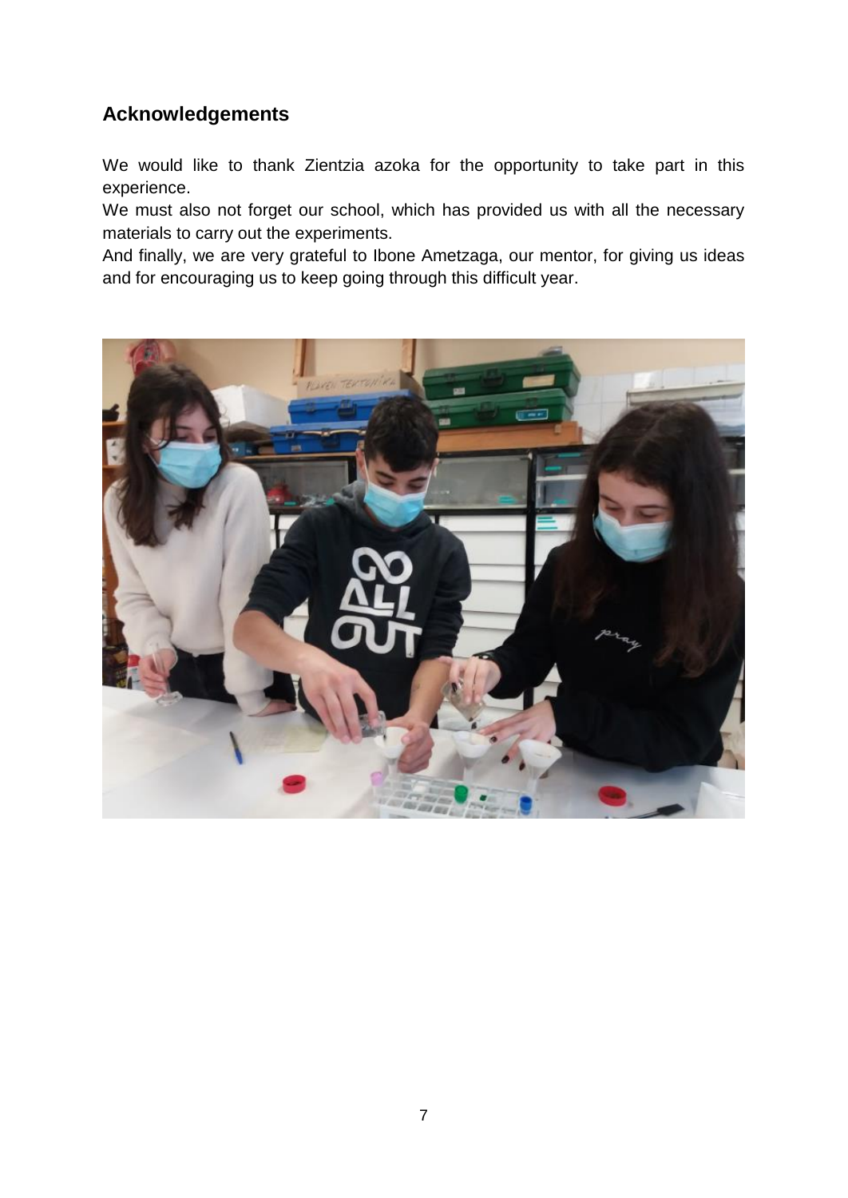## Acknowledgements

We would like to thank Zientzia azoka for the opportunity to take part in this experience.

We must also not forget our school, which has provided us with all the necessary materials to carry out the experiments.

And finally, we are very grateful to Ibone Ametzaga, our mentor, for giving us ideas and for encouraging us to keep going through this difficult year.